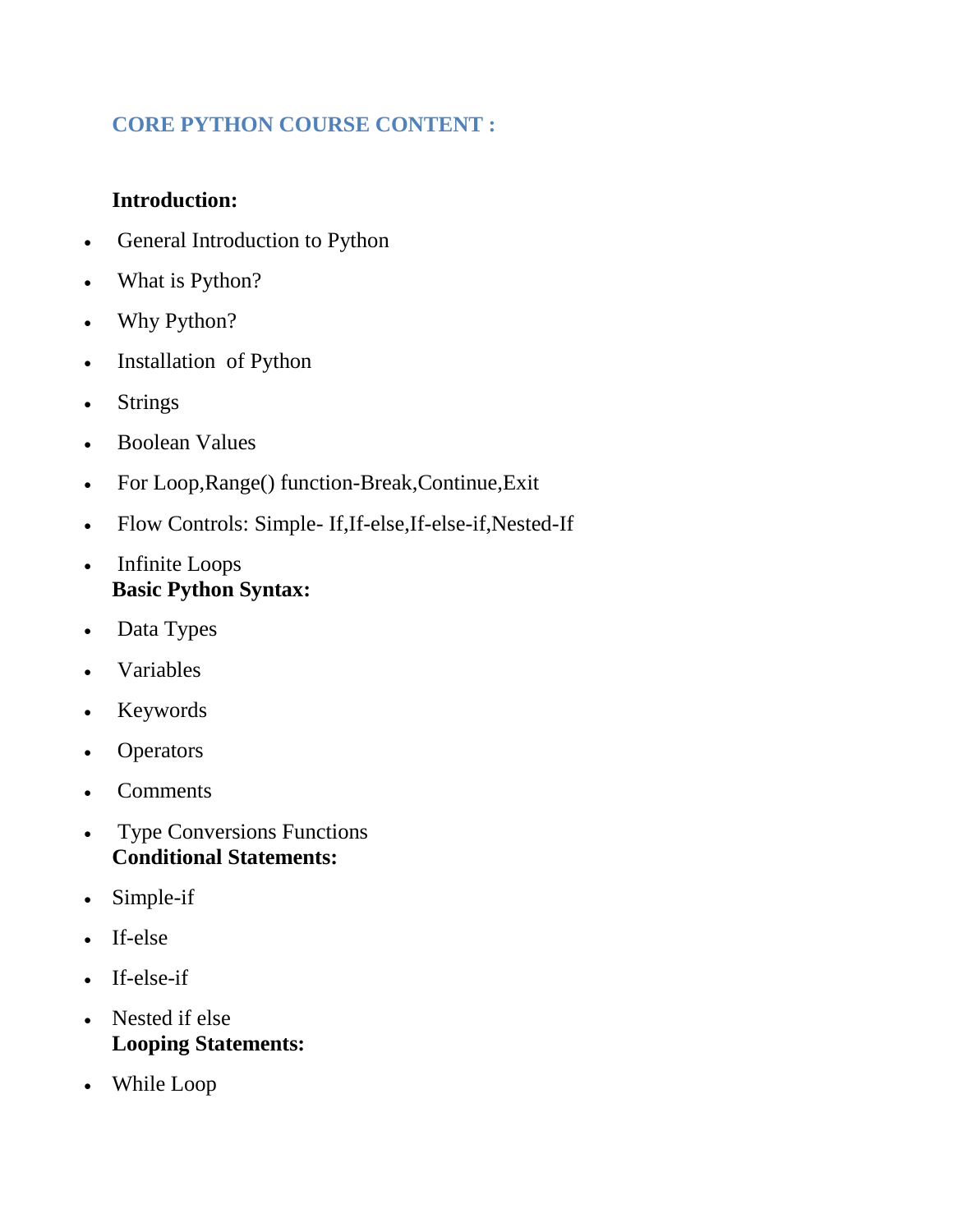## CORE PYTHON COURSE CONTENT :

**Introduction:**

- General Introduction to Python
- What is Python?
- Why Python?
- Installation  of Python
- Strings
- Boolean Values
- For Loop,Range() function-Break,Continue,Exit
- Flow Controls: Simple- If,If-else,If-else-if,Nested-If
- Infinite Loops

**Basic Python Syntax:**

- Data Types
- Variables
- Keywords
- Operators
- Comments
- Type Conversions Functions

**Conditional Statements:**

- Simple-if
- If-else
- If-else-if
- Nested if else

**Looping Statements:**

- While Loop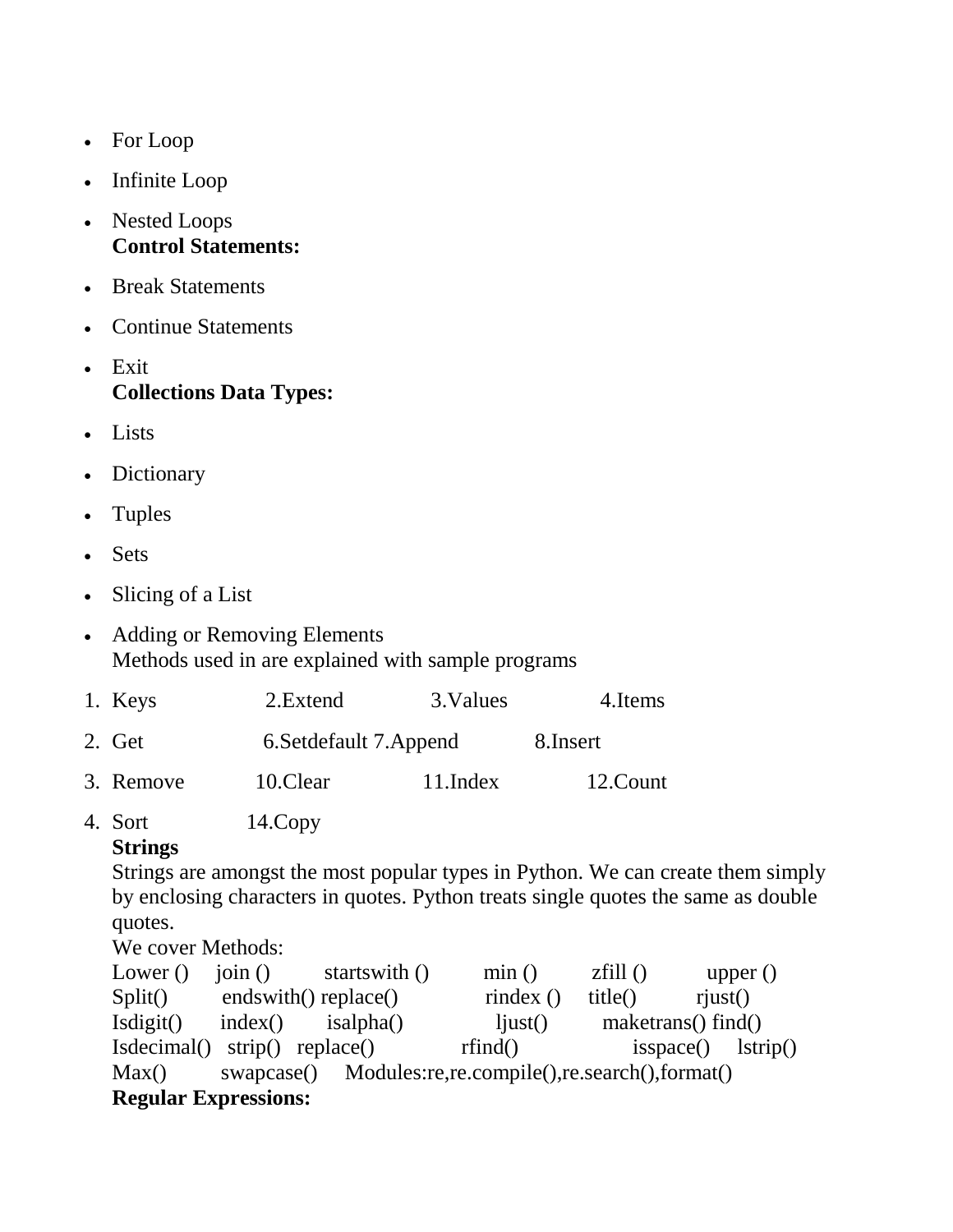- For Loop
- Infinite Loop
- Nested Loops

**Control Statements:**

- Break Statements
- Continue Statements
- Exit

**Collections Data Types:**

- Lists
- Dictionary
- Tuples
- Sets
- Slicing of a List
- Adding or Removing Elements

Methods used in are explained with sample programs

1. Keys 2.Extend 3.Values 4.Items
2. Get 6.Setdefault 7.Append 8.Insert
3. Remove 10.Clear 11.Index 12.Count
4. Sort 14.Copy

**Strings**

Strings are amongst the most popular types in Python. We can create them simply by enclosing characters in quotes. Python treats single quotes the same as double quotes.

We cover Methods:

Lower () join () startswith () min () zfill () upper ()
Split() endswith() replace() rindex () title() rjust()
Isdigit() index() isalpha() ljust() maketrans() find()
Isdecimal() strip() replace() rfind() isspace() lstrip()
Max() swapcase() Modules:re,re.compile(),re.search(),format()

**Regular Expressions:**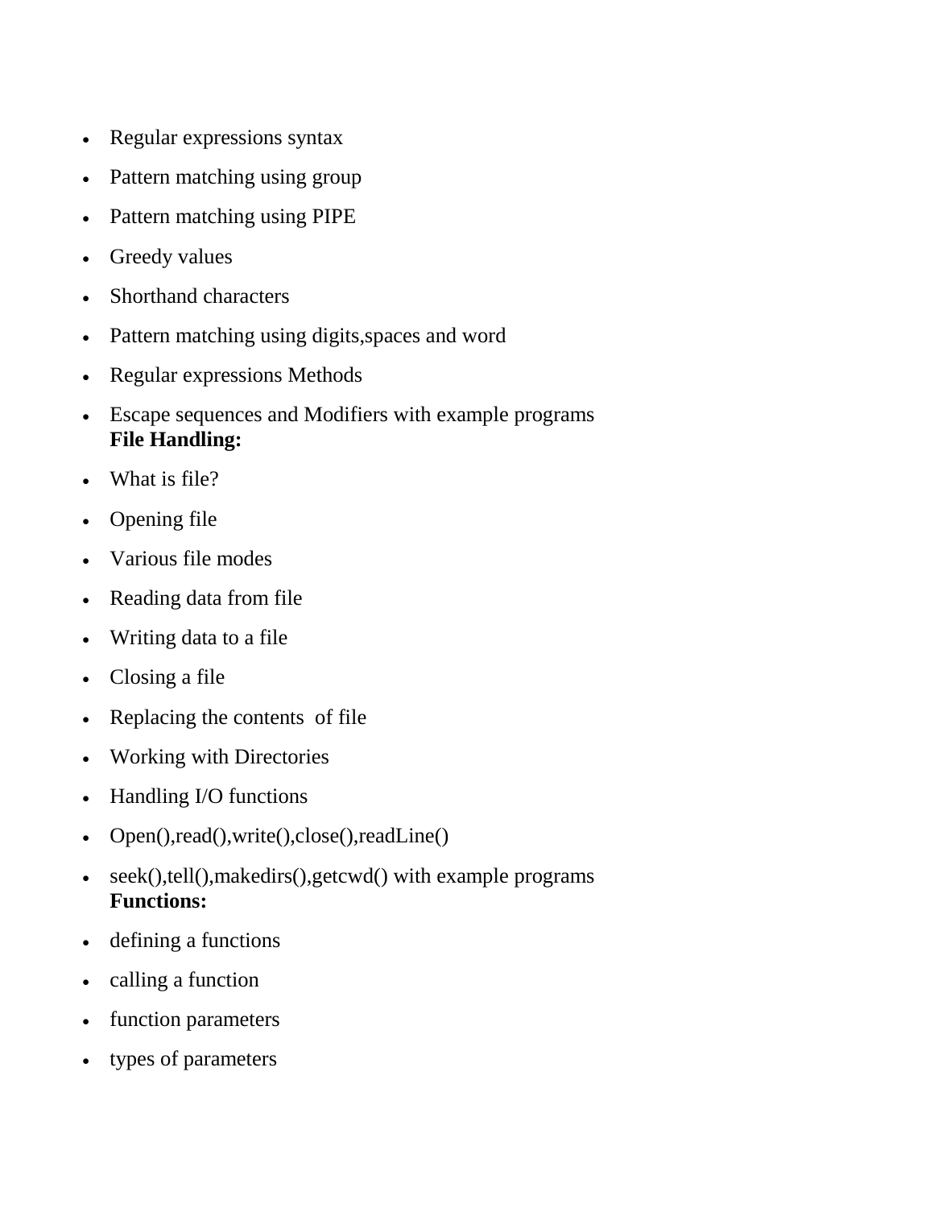- Regular expressions syntax
- Pattern matching using group
- Pattern matching using PIPE
- Greedy values
- Shorthand characters
- Pattern matching using digits,spaces and word
- Regular expressions Methods
- Escape sequences and Modifiers with example programs

**File Handling:**

- What is file?
- Opening file
- Various file modes
- Reading data from file
- Writing data to a file
- Closing a file
- Replacing the contents of file
- Working with Directories
- Handling I/O functions
- Open(),read(),write(),close(),readLine()
- seek(),tell(),makedirs(),getcwd() with example programs

**Functions:**

- defining a functions
- calling a function
- function parameters
- types of parameters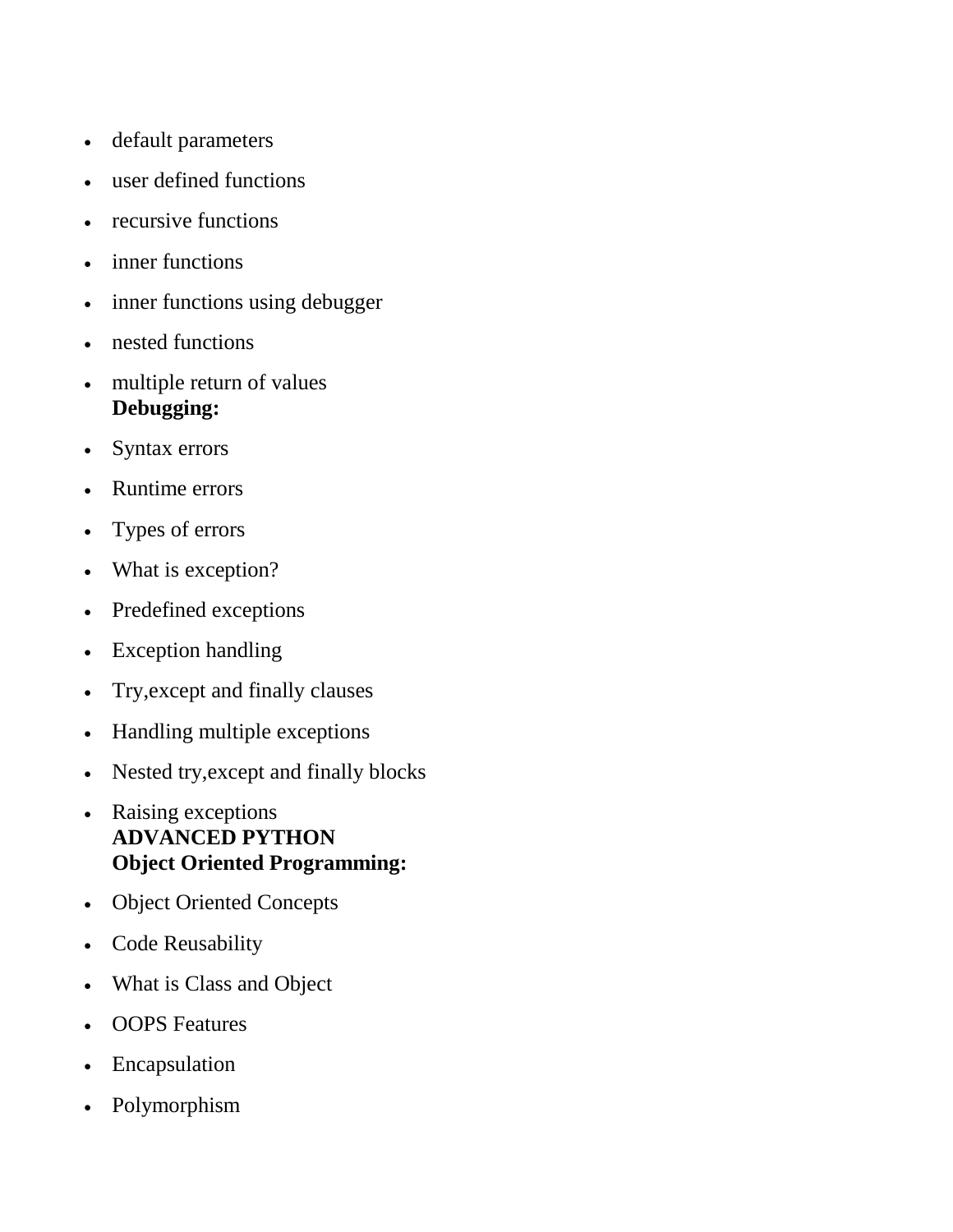- default parameters
- user defined functions
- recursive functions
- inner functions
- inner functions using debugger
- nested functions
- multiple return of values

**Debugging:**

- Syntax errors
- Runtime errors
- Types of errors
- What is exception?
- Predefined exceptions
- Exception handling
- Try,except and finally clauses
- Handling multiple exceptions
- Nested try,except and finally blocks
- Raising exceptions

**ADVANCED PYTHON**

**Object Oriented Programming:**

- Object Oriented Concepts
- Code Reusability
- What is Class and Object
- OOPS Features
- Encapsulation
- Polymorphism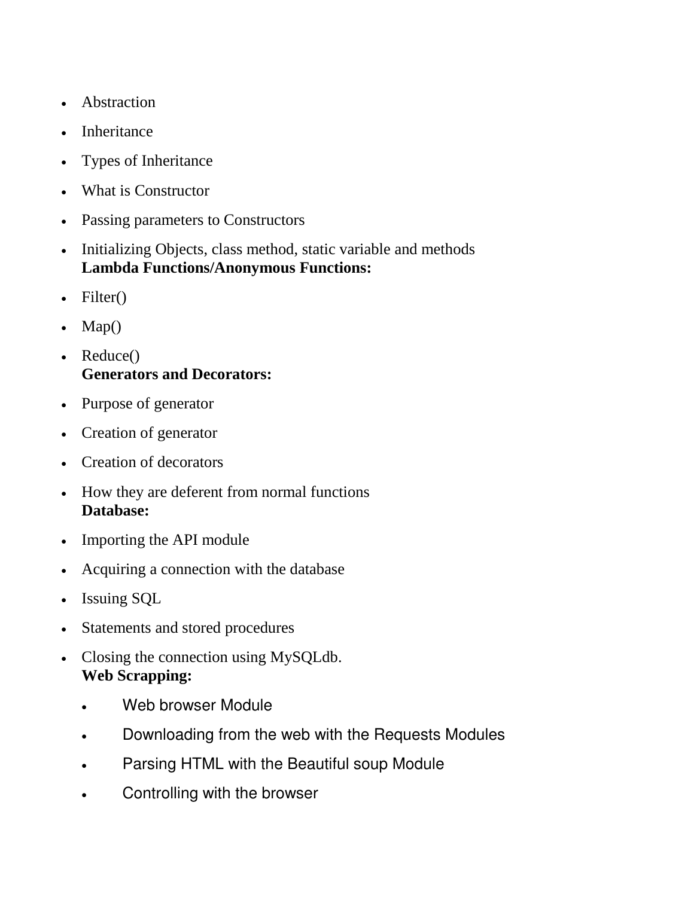- Abstraction
- Inheritance
- Types of Inheritance
- What is Constructor
- Passing parameters to Constructors
- Initializing Objects, class method, static variable and methods

**Lambda Functions/Anonymous Functions:**

- Filter()
- Map()
- Reduce()

**Generators and Decorators:**

- Purpose of generator
- Creation of generator
- Creation of decorators
- How they are deferent from normal functions

**Database:**

- Importing the API module
- Acquiring a connection with the database
- Issuing SQL
- Statements and stored procedures
- Closing the connection using MySQLdb.

**Web Scrapping:**

- Web browser Module
- Downloading from the web with the Requests Modules
- Parsing HTML with the Beautiful soup Module
- Controlling with the browser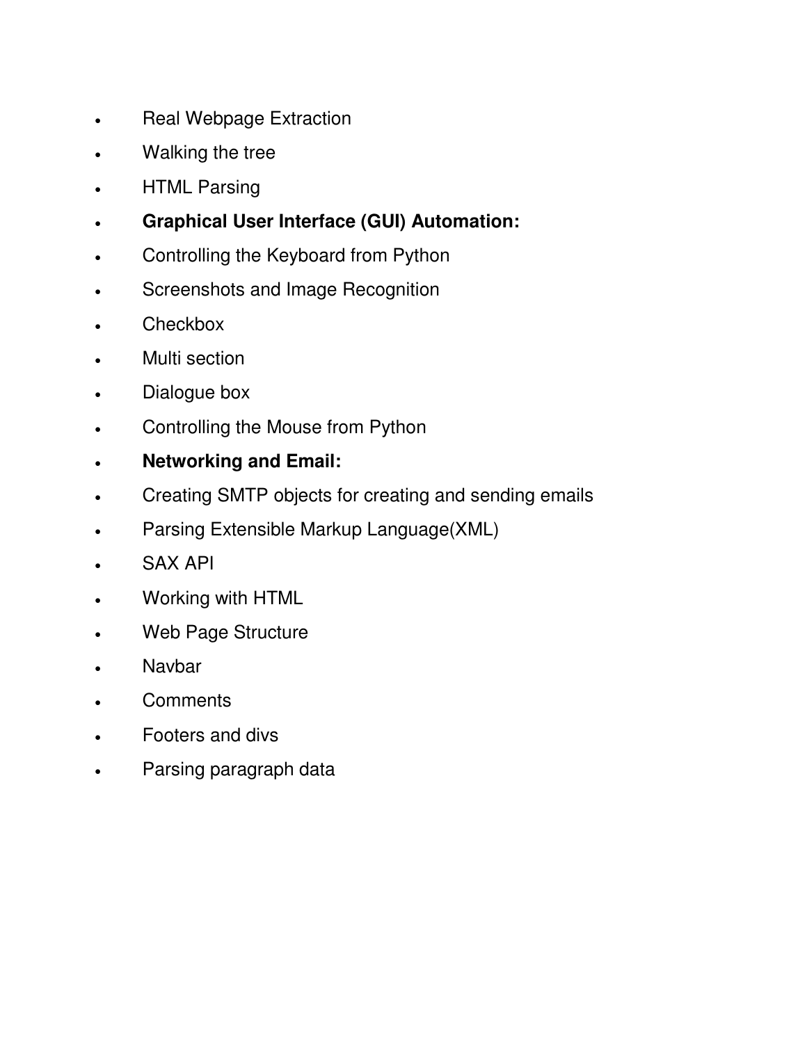- Real Webpage Extraction
- Walking the tree
- HTML Parsing
- **Graphical User Interface (GUI) Automation:**
- Controlling the Keyboard from Python
- Screenshots and Image Recognition
- Checkbox
- Multi section
- Dialogue box
- Controlling the Mouse from Python
- **Networking and Email:**
- Creating SMTP objects for creating and sending emails
- Parsing Extensible Markup Language(XML)
- SAX API
- Working with HTML
- Web Page Structure
- Navbar
- Comments
- Footers and divs
- Parsing paragraph data